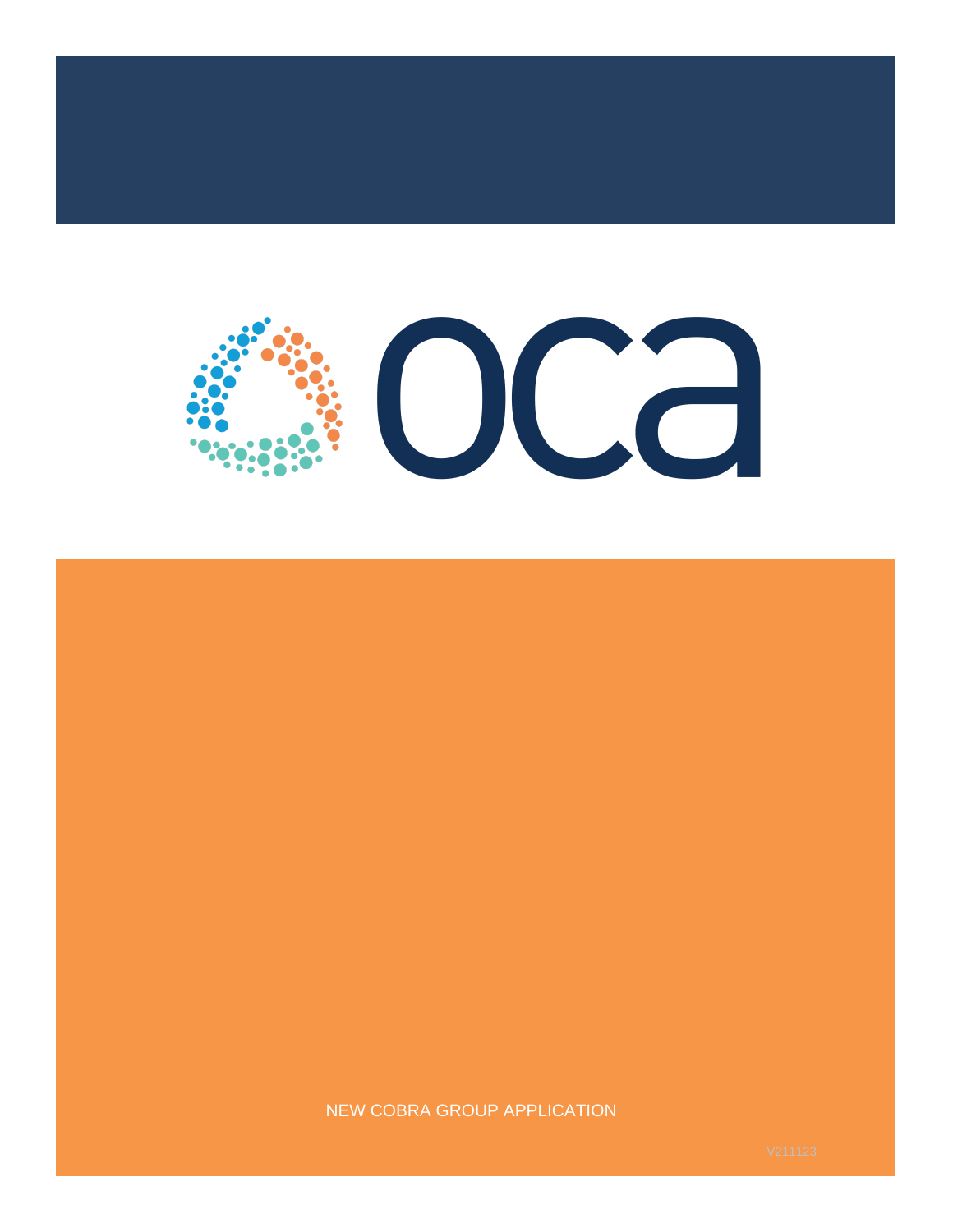oca

NEW COBRA GROUP APPLICATION

V211123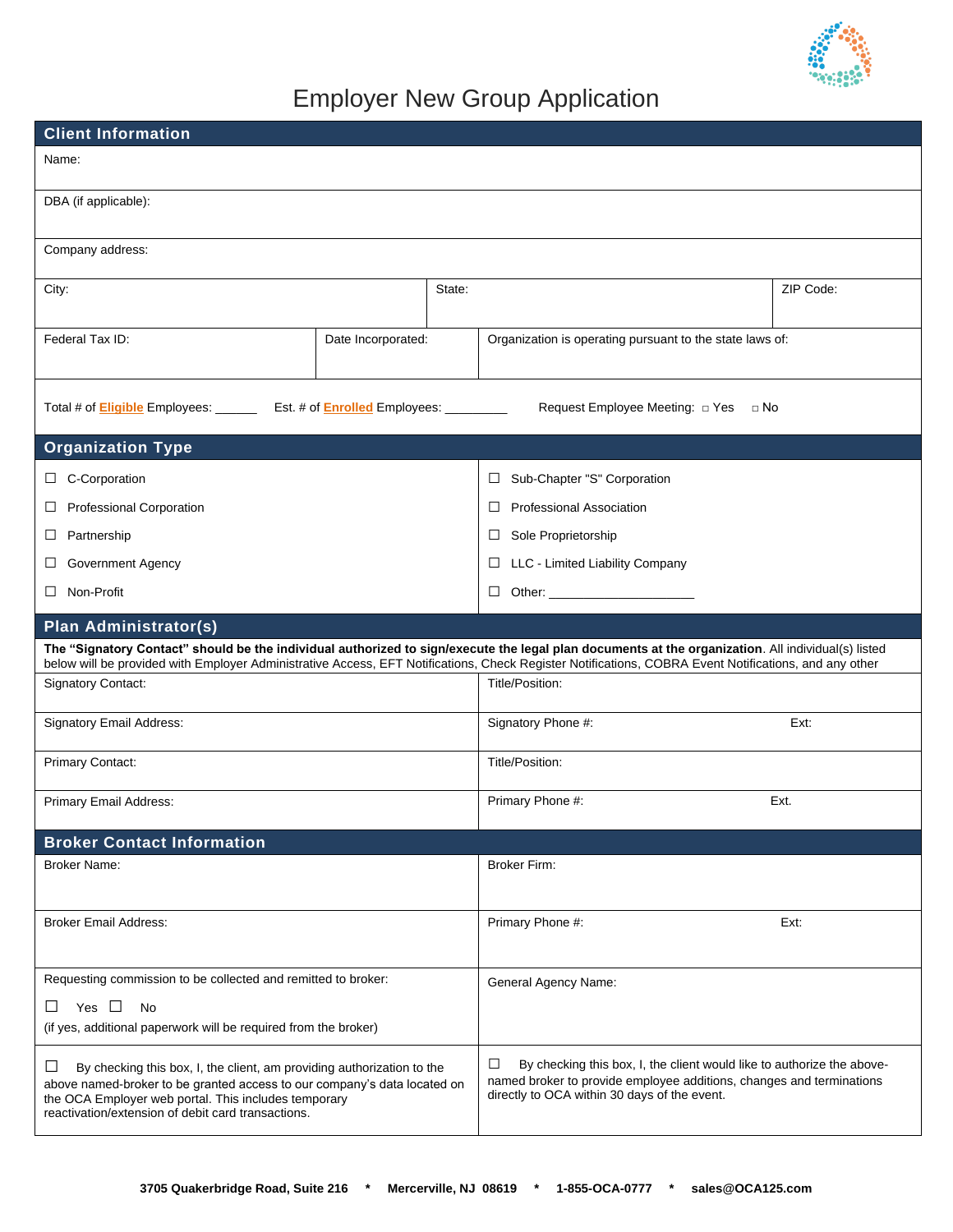# Employer New Group Application

## Client Information

Name:

DBA (if applicable):

Company address:

| City: | State: | ZIP Code: |
|---|---|---|

| Federal Tax ID: | Date Incorporated: | Organization is operating pursuant to the state laws of: |
|---|---|---|

Total # of **Eligible** Employees: ______ Est. # of **Enrolled** Employees: _________ Request Employee Meeting: ☐ Yes ☐ No

## Organization Type

| | |
|---|---|
| ☐ C-Corporation | ☐ Sub-Chapter "S" Corporation |
| ☐ Professional Corporation | ☐ Professional Association |
| ☐ Partnership | ☐ Sole Proprietorship |
| ☐ Government Agency | ☐ LLC - Limited Liability Company |
| ☐ Non-Profit | ☐ Other: ____________________ |

## Plan Administrator(s)

**The "Signatory Contact" should be the individual authorized to sign/execute the legal plan documents at the organization**. All individual(s) listed below will be provided with Employer Administrative Access, EFT Notifications, Check Register Notifications, COBRA Event Notifications, and any other

| | |
|---|---|
| Signatory Contact: | Title/Position: |
| Signatory Email Address: | Signatory Phone #: Ext: |
| Primary Contact: | Title/Position: |
| Primary Email Address: | Primary Phone #: Ext. |

## Broker Contact Information

| | |
|---|---|
| Broker Name: | Broker Firm: |
| Broker Email Address: | Primary Phone #: Ext: |
| Requesting commission to be collected and remitted to broker: ☐ Yes ☐ No (if yes, additional paperwork will be required from the broker) | General Agency Name: |
| ☐ By checking this box, I, the client, am providing authorization to the above named-broker to be granted access to our company's data located on the OCA Employer web portal. This includes temporary reactivation/extension of debit card transactions. | ☐ By checking this box, I, the client would like to authorize the above-named broker to provide employee additions, changes and terminations directly to OCA within 30 days of the event. |

**3705 Quakerbridge Road, Suite 216 * Mercerville, NJ 08619 * 1-855-OCA-0777 * sales@OCA125.com**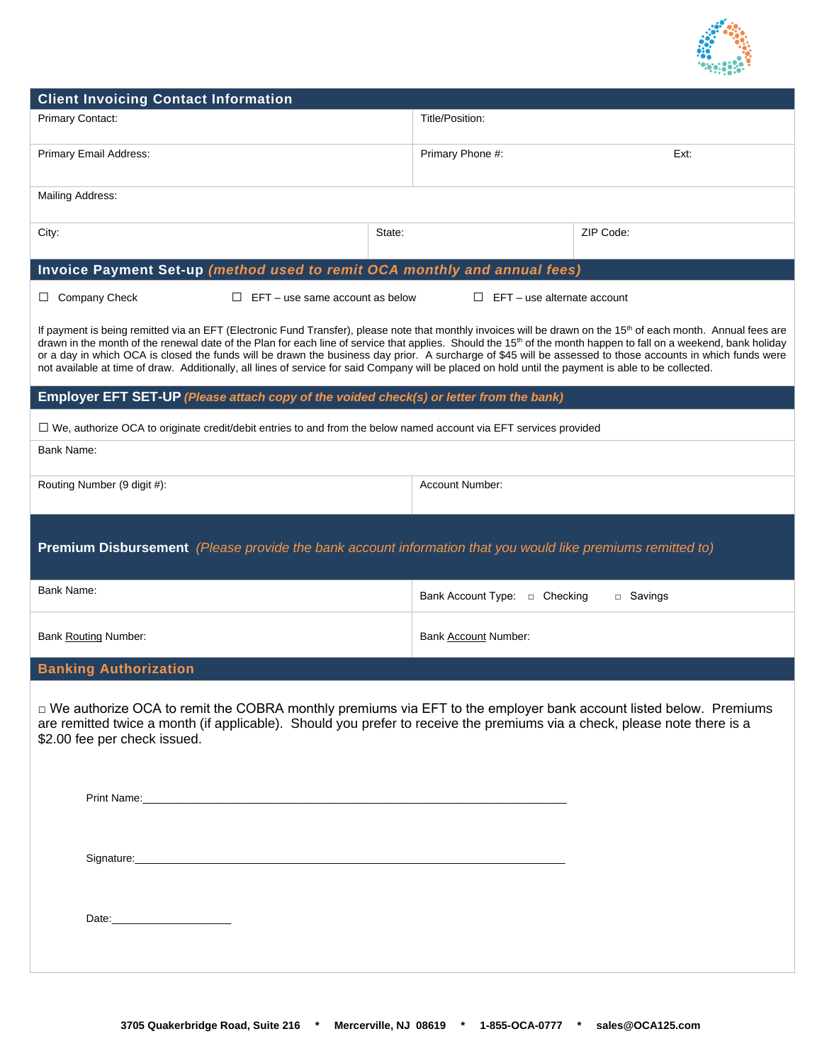## Client Invoicing Contact Information

| Primary Contact: | Title/Position: | |
|---|---|---|
| Primary Email Address: | Primary Phone #: | Ext: |
| Mailing Address: | | |
| City: | State: | ZIP Code: |

## Invoice Payment Set-up *(method used to remit OCA monthly and annual fees)*

☐ Company Check ☐ EFT – use same account as below ☐ EFT – use alternate account

If payment is being remitted via an EFT (Electronic Fund Transfer), please note that monthly invoices will be drawn on the 15th of each month. Annual fees are drawn in the month of the renewal date of the Plan for each line of service that applies. Should the 15th of the month happen to fall on a weekend, bank holiday or a day in which OCA is closed the funds will be drawn the business day prior. A surcharge of $45 will be assessed to those accounts in which funds were not available at time of draw. Additionally, all lines of service for said Company will be placed on hold until the payment is able to be collected.

## Employer EFT SET-UP *(Please attach copy of the voided check(s) or letter from the bank)*

☐ We, authorize OCA to originate credit/debit entries to and from the below named account via EFT services provided

| Bank Name: | |
|---|---|
| Routing Number (9 digit #): | Account Number: |

## Premium Disbursement *(Please provide the bank account information that you would like premiums remitted to)*

| Bank Name: | Bank Account Type: ☐ Checking ☐ Savings |
|---|---|
| Bank Routing Number: | Bank Account Number: |

## Banking Authorization

☐ We authorize OCA to remit the COBRA monthly premiums via EFT to the employer bank account listed below. Premiums are remitted twice a month (if applicable). Should you prefer to receive the premiums via a check, please note there is a $2.00 fee per check issued.

Print Name:_______________________________________________

Signature:_______________________________________________

Date:____________________

3705 Quakerbridge Road, Suite 216 * Mercerville, NJ 08619 * 1-855-OCA-0777 * sales@OCA125.com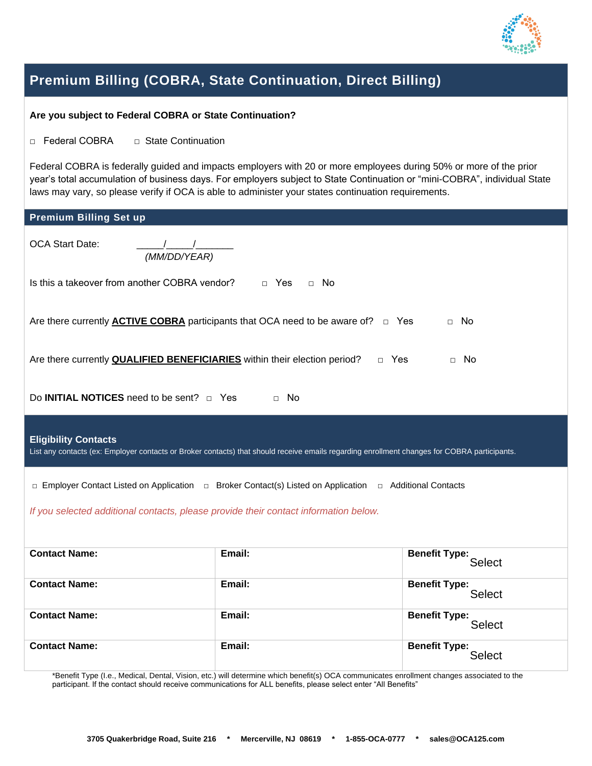# Premium Billing (COBRA, State Continuation, Direct Billing)

**Are you subject to Federal COBRA or State Continuation?**

□ Federal COBRA □ State Continuation

Federal COBRA is federally guided and impacts employers with 20 or more employees during 50% or more of the prior year's total accumulation of business days. For employers subject to State Continuation or "mini-COBRA", individual State laws may vary, so please verify if OCA is able to administer your states continuation requirements.

## Premium Billing Set up

OCA Start Date: _____/_____/_______
*(MM/DD/YEAR)*

Is this a takeover from another COBRA vendor? □ Yes □ No

Are there currently **ACTIVE COBRA** participants that OCA need to be aware of? □ Yes □ No

Are there currently **QUALIFIED BENEFICIARIES** within their election period? □ Yes □ No

Do **INITIAL NOTICES** need to be sent? □ Yes □ No

## Eligibility Contacts

List any contacts (ex: Employer contacts or Broker contacts) that should receive emails regarding enrollment changes for COBRA participants.

□ Employer Contact Listed on Application □ Broker Contact(s) Listed on Application □ Additional Contacts

*If you selected additional contacts, please provide their contact information below.*

| Contact Name: | Email: | Benefit Type: Select |
|---|---|---|
| Contact Name: | Email: | Benefit Type: Select |
| Contact Name: | Email: | Benefit Type: Select |
| Contact Name: | Email: | Benefit Type: Select |

*Benefit Type (I.e., Medical, Dental, Vision, etc.) will determine which benefit(s) OCA communicates enrollment changes associated to the participant. If the contact should receive communications for ALL benefits, please select enter "All Benefits"

**3705 Quakerbridge Road, Suite 216 * Mercerville, NJ 08619 * 1-855-OCA-0777 * sales@OCA125.com**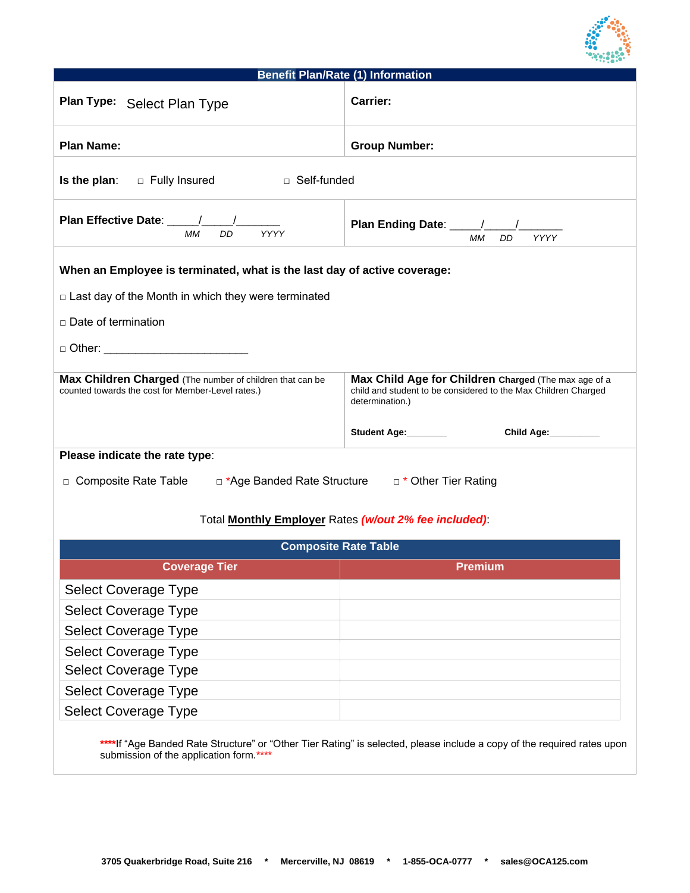## Benefit Plan/Rate (1) Information

| | |
|---|---|
| **Plan Type:** Select Plan Type | **Carrier:** |
| **Plan Name:** | **Group Number:** |

**Is the plan**: □ Fully Insured □ Self-funded

| | |
|---|---|
| **Plan Effective Date**: _____/_____/_______ MM DD YYYY | **Plan Ending Date**: _____/_____/_______ MM DD YYYY |

**When an Employee is terminated, what is the last day of active coverage:**

□ Last day of the Month in which they were terminated

□ Date of termination

□ Other: _______________________

| | |
|---|---|
| **Max Children Charged** (The number of children that can be counted towards the cost for Member-Level rates.) | **Max Child Age for Children Charged** (The max age of a child and student to be considered to the Max Children Charged determination.)<br><br>**Student Age:**________ **Child Age:**__________ |

**Please indicate the rate type**:

□ Composite Rate Table □ *Age Banded Rate Structure □ * Other Tier Rating

Total **Monthly Employer** Rates ***(w/out 2% fee included)***:

**Composite Rate Table**

| Coverage Tier | Premium |
|---|---|
| Select Coverage Type | |
| Select Coverage Type | |
| Select Coverage Type | |
| Select Coverage Type | |
| Select Coverage Type | |
| Select Coverage Type | |
| Select Coverage Type | |

****If "Age Banded Rate Structure" or "Other Tier Rating" is selected, please include a copy of the required rates upon submission of the application form.****

3705 Quakerbridge Road, Suite 216 * Mercerville, NJ 08619 * 1-855-OCA-0777 * sales@OCA125.com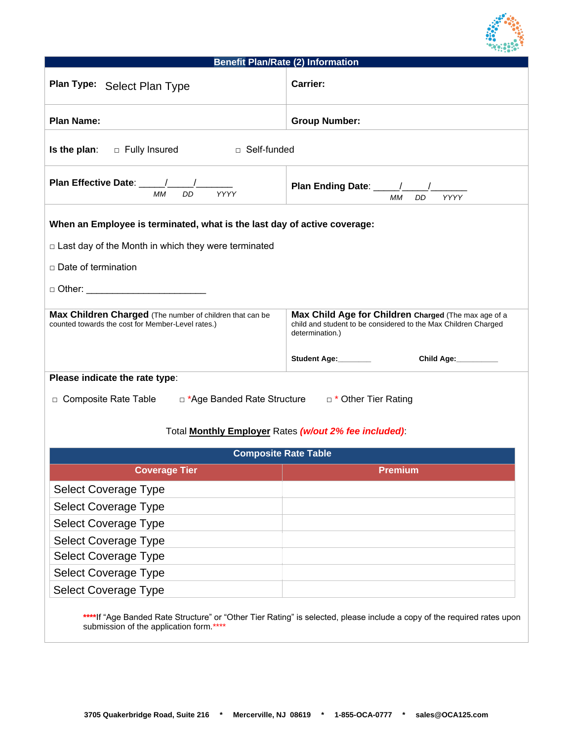## Benefit Plan/Rate (2) Information

| **Plan Type:** Select Plan Type | **Carrier:** |
|---|---|
| **Plan Name:** | **Group Number:** |

**Is the plan**: ☐ Fully Insured ☐ Self-funded

| **Plan Effective Date**: _____/_____/_______ *MM DD YYYY* | **Plan Ending Date**: _____/_____/_______ *MM DD YYYY* |
|---|---|

**When an Employee is terminated, what is the last day of active coverage:**

☐ Last day of the Month in which they were terminated

☐ Date of termination

☐ Other: ______________________

| **Max Children Charged** (The number of children that can be counted towards the cost for Member-Level rates.) | **Max Child Age for Children Charged** (The max age of a child and student to be considered to the Max Children Charged determination.) **Student Age:**________ **Child Age:**__________ |
|---|---|

**Please indicate the rate type**:

☐ Composite Rate Table ☐ *Age Banded Rate Structure ☐ * Other Tier Rating

Total **Monthly Employer** Rates ***(w/out 2% fee included)***:

| Composite Rate Table | |
|---|---|
| **Coverage Tier** | **Premium** |
| Select Coverage Type | |
| Select Coverage Type | |
| Select Coverage Type | |
| Select Coverage Type | |
| Select Coverage Type | |
| Select Coverage Type | |
| Select Coverage Type | |

****If "Age Banded Rate Structure" or "Other Tier Rating" is selected, please include a copy of the required rates upon submission of the application form.****

**3705 Quakerbridge Road, Suite 216 * Mercerville, NJ 08619 * 1-855-OCA-0777 * sales@OCA125.com**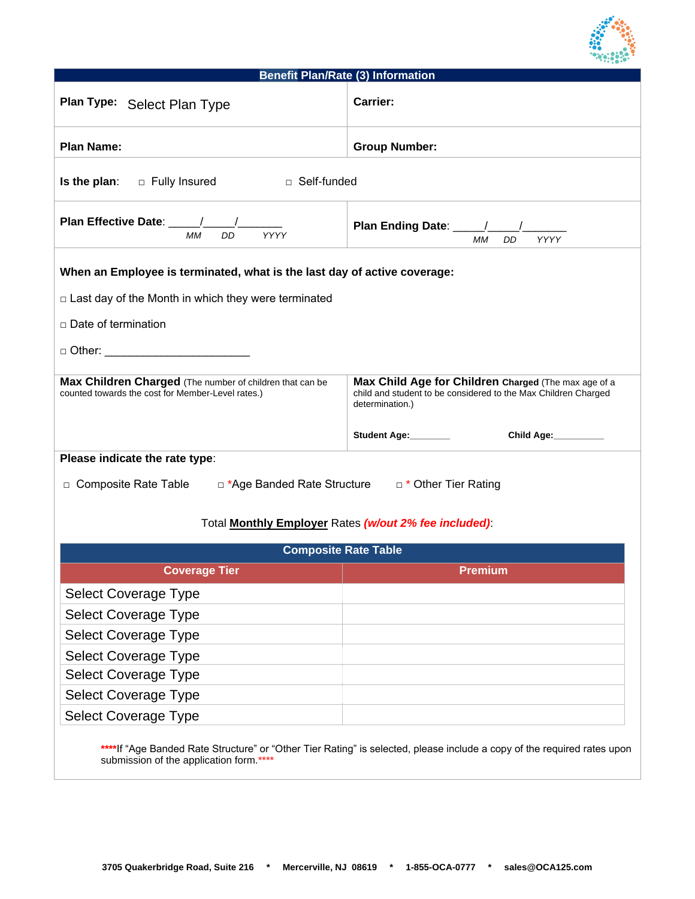## Benefit Plan/Rate (3) Information

| | |
|---|---|
| **Plan Type:** Select Plan Type | **Carrier:** |
| **Plan Name:** | **Group Number:** |

**Is the plan**: □ Fully Insured □ Self-funded

| | |
|---|---|
| **Plan Effective Date**: _____/_____/_______ *MM DD YYYY* | **Plan Ending Date**: _____/_____/_______ *MM DD YYYY* |

**When an Employee is terminated, what is the last day of active coverage:**

□ Last day of the Month in which they were terminated

□ Date of termination

□ Other: ________________________

| | |
|---|---|
| **Max Children Charged** (The number of children that can be counted towards the cost for Member-Level rates.) | **Max Child Age for Children Charged** (The max age of a child and student to be considered to the Max Children Charged determination.) **Student Age:**________ **Child Age:**__________ |

**Please indicate the rate type**:

□ Composite Rate Table □ *Age Banded Rate Structure □ * Other Tier Rating

Total **Monthly Employer** Rates ***(w/out 2% fee included)***:

| Composite Rate Table | |
|---|---|
| **Coverage Tier** | **Premium** |
| Select Coverage Type | |
| Select Coverage Type | |
| Select Coverage Type | |
| Select Coverage Type | |
| Select Coverage Type | |
| Select Coverage Type | |
| Select Coverage Type | |

****If "Age Banded Rate Structure" or "Other Tier Rating" is selected, please include a copy of the required rates upon submission of the application form.****

3705 Quakerbridge Road, Suite 216 * Mercerville, NJ 08619 * 1-855-OCA-0777 * sales@OCA125.com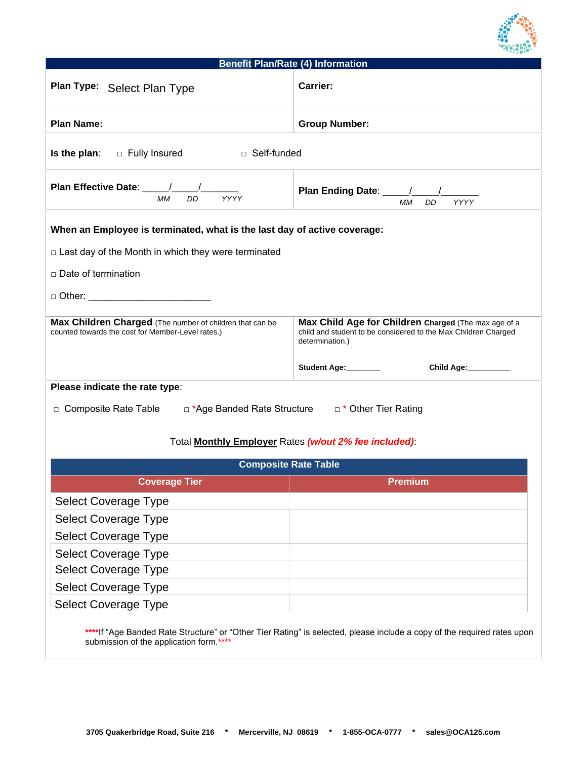## Benefit Plan/Rate (4) Information

**Plan Type:** Select Plan Type

**Carrier:**

**Plan Name:**

**Group Number:**

**Is the plan**: □ Fully Insured □ Self-funded

**Plan Effective Date**: _____/_____/_______
*MM DD YYYY*

**Plan Ending Date**: _____/_____/_______
*MM DD YYYY*

**When an Employee is terminated, what is the last day of active coverage:**

□ Last day of the Month in which they were terminated

□ Date of termination

□ Other: ______________________

**Max Children Charged** (The number of children that can be counted towards the cost for Member-Level rates.)

**Max Child Age for Children Charged** (The max age of a child and student to be considered to the Max Children Charged determination.)

**Student Age:**________ **Child Age:**__________

**Please indicate the rate type**:

□ Composite Rate Table □ *Age Banded Rate Structure □ * Other Tier Rating

Total **Monthly Employer** Rates ***(w/out 2% fee included)***:

| Composite Rate Table | |
|---|---|
| **Coverage Tier** | **Premium** |
| Select Coverage Type | |
| Select Coverage Type | |
| Select Coverage Type | |
| Select Coverage Type | |
| Select Coverage Type | |
| Select Coverage Type | |
| Select Coverage Type | |

****If "Age Banded Rate Structure" or "Other Tier Rating" is selected, please include a copy of the required rates upon submission of the application form.****

**3705 Quakerbridge Road, Suite 216 * Mercerville, NJ 08619 * 1-855-OCA-0777 * sales@OCA125.com**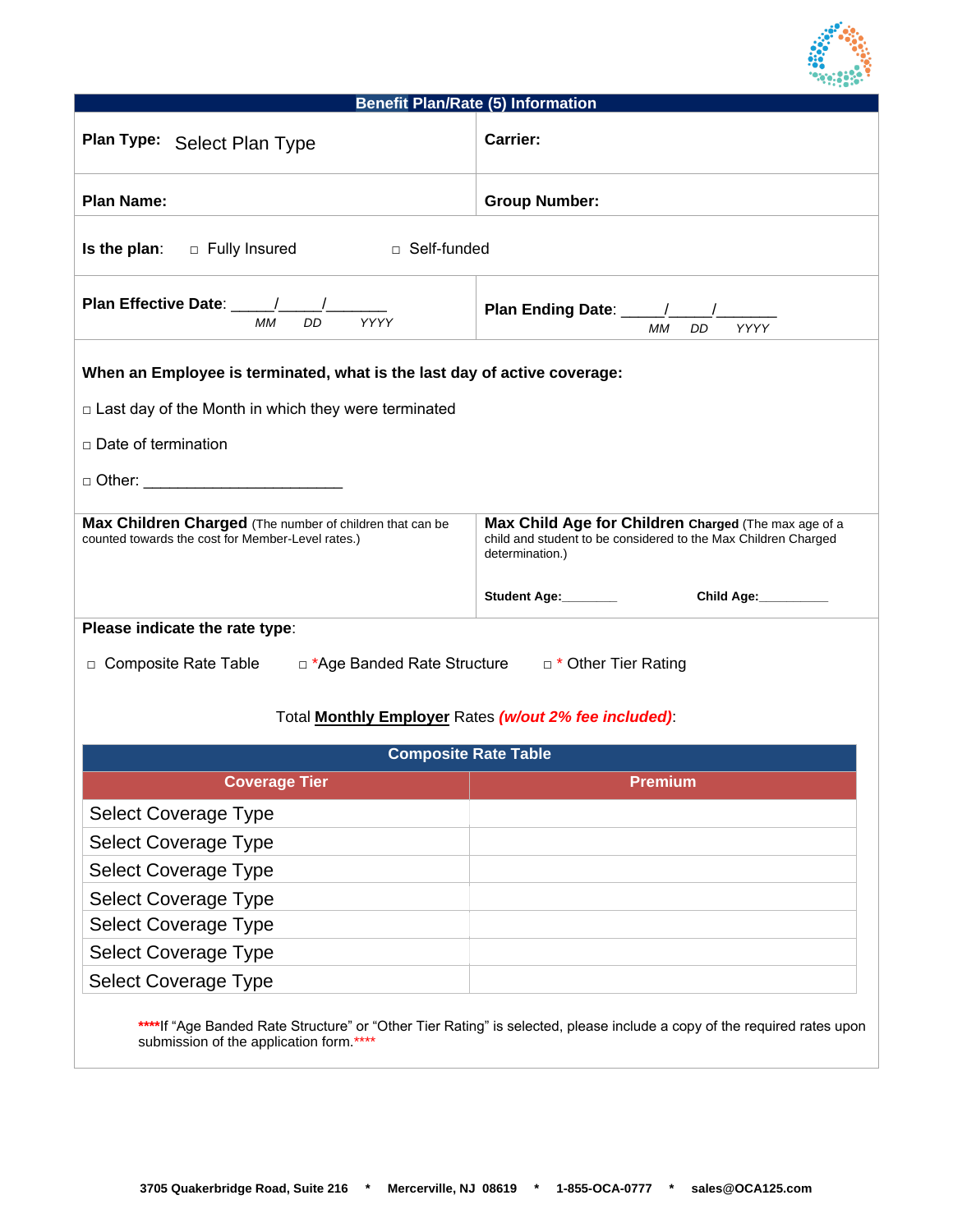## Benefit Plan/Rate (5) Information

**Plan Type:** Select Plan Type

**Carrier:**

**Plan Name:**

**Group Number:**

**Is the plan**: □ Fully Insured □ Self-funded

**Plan Effective Date**: _____/_____/_______
*MM DD YYYY*

**Plan Ending Date**: _____/_____/_______
*MM DD YYYY*

**When an Employee is terminated, what is the last day of active coverage:**

□ Last day of the Month in which they were terminated

□ Date of termination

□ Other: ________________________

**Max Children Charged** (The number of children that can be counted towards the cost for Member-Level rates.)

**Max Child Age for Children Charged** (The max age of a child and student to be considered to the Max Children Charged determination.)

**Student Age:**________ **Child Age:**__________

**Please indicate the rate type**:

□ Composite Rate Table □ *Age Banded Rate Structure □ * Other Tier Rating

Total **Monthly Employer** Rates ***(w/out 2% fee included)***:

| Composite Rate Table | |
|---|---|
| **Coverage Tier** | **Premium** |
| Select Coverage Type | |
| Select Coverage Type | |
| Select Coverage Type | |
| Select Coverage Type | |
| Select Coverage Type | |
| Select Coverage Type | |
| Select Coverage Type | |

****If “Age Banded Rate Structure” or “Other Tier Rating” is selected, please include a copy of the required rates upon submission of the application form.****

**3705 Quakerbridge Road, Suite 216 * Mercerville, NJ 08619 * 1-855-OCA-0777 * sales@OCA125.com**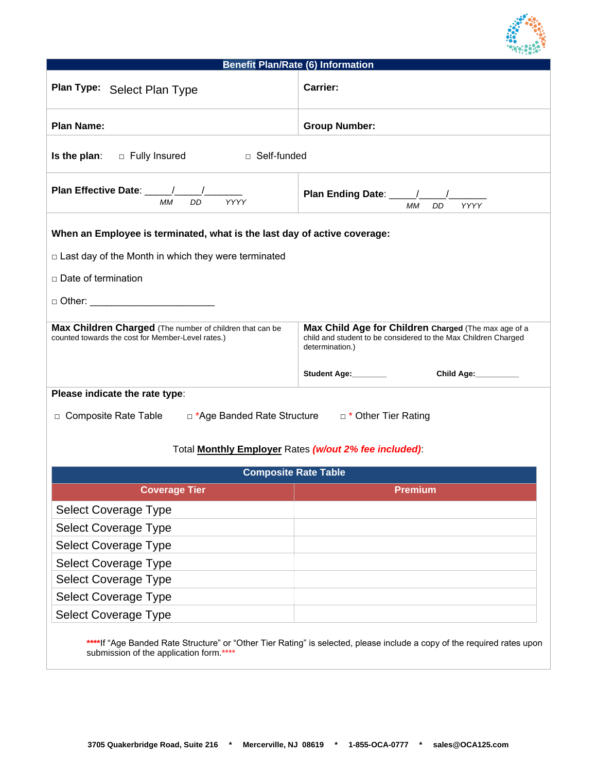## Benefit Plan/Rate (6) Information

**Plan Type:** Select Plan Type

**Carrier:**

**Plan Name:**

**Group Number:**

**Is the plan**: □ Fully Insured □ Self-funded

**Plan Effective Date**: _____/_____/_______ 
MM DD YYYY

**Plan Ending Date**: _____/_____/_______ 
MM DD YYYY

**When an Employee is terminated, what is the last day of active coverage:**

□ Last day of the Month in which they were terminated

□ Date of termination

□ Other: ______________________

**Max Children Charged** (The number of children that can be counted towards the cost for Member-Level rates.)

**Max Child Age for Children Charged** (The max age of a child and student to be considered to the Max Children Charged determination.)

**Student Age:**________ **Child Age:**__________

**Please indicate the rate type**:

□ Composite Rate Table □ *Age Banded Rate Structure □ * Other Tier Rating

Total **Monthly Employer** Rates ***(w/out 2% fee included)***:

| Composite Rate Table | |
|---|---|
| **Coverage Tier** | **Premium** |
| Select Coverage Type | |
| Select Coverage Type | |
| Select Coverage Type | |
| Select Coverage Type | |
| Select Coverage Type | |
| Select Coverage Type | |
| Select Coverage Type | |

****If "Age Banded Rate Structure" or "Other Tier Rating" is selected, please include a copy of the required rates upon submission of the application form.****

**3705 Quakerbridge Road, Suite 216 * Mercerville, NJ 08619 * 1-855-OCA-0777 * sales@OCA125.com**